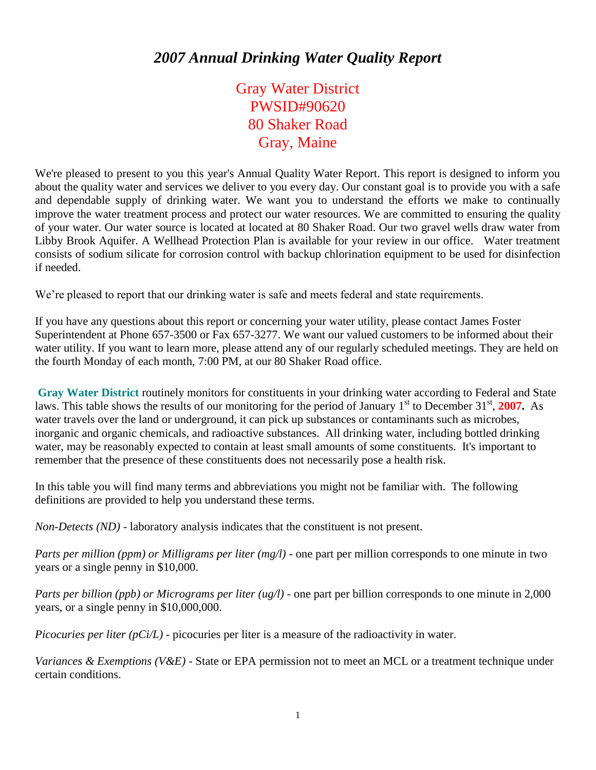# *2007 Annual Drinking Water Quality Report*

Gray Water District
PWSID#90620
80 Shaker Road
Gray, Maine

We're pleased to present to you this year's Annual Quality Water Report. This report is designed to inform you about the quality water and services we deliver to you every day. Our constant goal is to provide you with a safe and dependable supply of drinking water. We want you to understand the efforts we make to continually improve the water treatment process and protect our water resources. We are committed to ensuring the quality of your water. Our water source is located at located at 80 Shaker Road. Our two gravel wells draw water from Libby Brook Aquifer. A Wellhead Protection Plan is available for your review in our office. Water treatment consists of sodium silicate for corrosion control with backup chlorination equipment to be used for disinfection if needed.

We're pleased to report that our drinking water is safe and meets federal and state requirements.

If you have any questions about this report or concerning your water utility, please contact James Foster Superintendent at Phone 657-3500 or Fax 657-3277. We want our valued customers to be informed about their water utility. If you want to learn more, please attend any of our regularly scheduled meetings. They are held on the fourth Monday of each month, 7:00 PM, at our 80 Shaker Road office.

**Gray Water District** routinely monitors for constituents in your drinking water according to Federal and State laws. This table shows the results of our monitoring for the period of January 1st to December 31st, **2007.** As water travels over the land or underground, it can pick up substances or contaminants such as microbes, inorganic and organic chemicals, and radioactive substances. All drinking water, including bottled drinking water, may be reasonably expected to contain at least small amounts of some constituents. It's important to remember that the presence of these constituents does not necessarily pose a health risk.

In this table you will find many terms and abbreviations you might not be familiar with. The following definitions are provided to help you understand these terms.

*Non-Detects (ND)* - laboratory analysis indicates that the constituent is not present.

*Parts per million (ppm) or Milligrams per liter (mg/l)* - one part per million corresponds to one minute in two years or a single penny in $10,000.

*Parts per billion (ppb) or Micrograms per liter (ug/l)* - one part per billion corresponds to one minute in 2,000 years, or a single penny in $10,000,000.

*Picocuries per liter (pCi/L)* - picocuries per liter is a measure of the radioactivity in water.

*Variances & Exemptions (V&E)* - State or EPA permission not to meet an MCL or a treatment technique under certain conditions.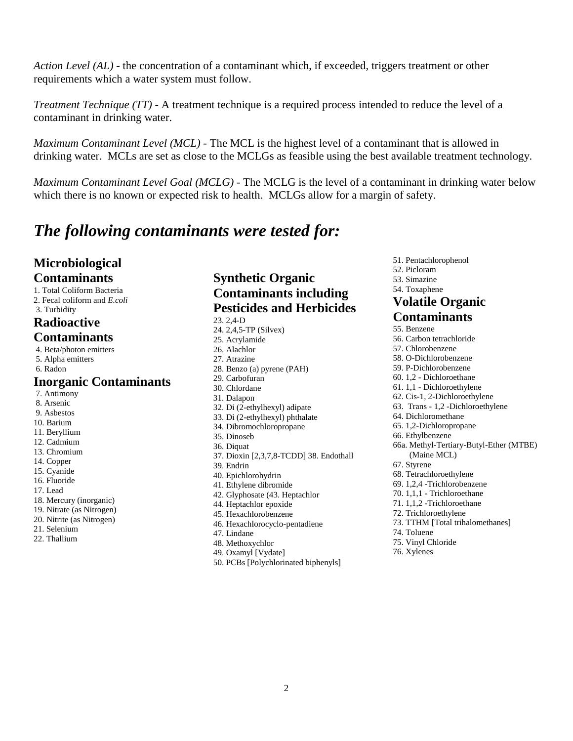*Action Level (AL)* - the concentration of a contaminant which, if exceeded, triggers treatment or other requirements which a water system must follow.

*Treatment Technique (TT)* - A treatment technique is a required process intended to reduce the level of a contaminant in drinking water.

*Maximum Contaminant Level (MCL)* - The MCL is the highest level of a contaminant that is allowed in drinking water. MCLs are set as close to the MCLGs as feasible using the best available treatment technology.

*Maximum Contaminant Level Goal (MCLG)* - The MCLG is the level of a contaminant in drinking water below which there is no known or expected risk to health. MCLGs allow for a margin of safety.

## *The following contaminants were tested for:*

### Microbiological Contaminants

1. Total Coliform Bacteria
2. Fecal coliform and *E.coli*
3. Turbidity

### Radioactive Contaminants

4. Beta/photon emitters
5. Alpha emitters
6. Radon

### Inorganic Contaminants

7. Antimony
8. Arsenic
9. Asbestos
10. Barium
11. Beryllium
12. Cadmium
13. Chromium
14. Copper
15. Cyanide
16. Fluoride
17. Lead
18. Mercury (inorganic)
19. Nitrate (as Nitrogen)
20. Nitrite (as Nitrogen)
21. Selenium
22. Thallium

### Synthetic Organic Contaminants including Pesticides and Herbicides

23. 2,4-D
24. 2,4,5-TP (Silvex)
25. Acrylamide
26. Alachlor
27. Atrazine
28. Benzo (a) pyrene (PAH)
29. Carbofuran
30. Chlordane
31. Dalapon
32. Di (2-ethylhexyl) adipate
33. Di (2-ethylhexyl) phthalate
34. Dibromochloropropane
35. Dinoseb
36. Diquat
37. Dioxin [2,3,7,8-TCDD] 38. Endothall
39. Endrin
40. Epichlorohydrin
41. Ethylene dibromide
42. Glyphosate (43. Heptachlor
44. Heptachlor epoxide
45. Hexachlorobenzene
46. Hexachlorocyclo-pentadiene
47. Lindane
48. Methoxychlor
49. Oxamyl [Vydate]
50. PCBs [Polychlorinated biphenyls]
51. Pentachlorophenol
52. Picloram
53. Simazine
54. Toxaphene

### Volatile Organic Contaminants

55. Benzene
56. Carbon tetrachloride
57. Chlorobenzene
58. O-Dichlorobenzene
59. P-Dichlorobenzene
60. 1,2 - Dichloroethane
61. 1,1 - Dichloroethylene
62. Cis-1, 2-Dichloroethylene
63. Trans - 1,2 -Dichloroethylene
64. Dichloromethane
65. 1,2-Dichloropropane
66. Ethylbenzene

66a. Methyl-Tertiary-Butyl-Ether (MTBE) (Maine MCL)

67. Styrene
68. Tetrachloroethylene
69. 1,2,4 -Trichlorobenzene
70. 1,1,1 - Trichloroethane
71. 1,1,2 -Trichloroethane
72. Trichloroethylene
73. TTHM [Total trihalomethanes]
74. Toluene
75. Vinyl Chloride
76. Xylenes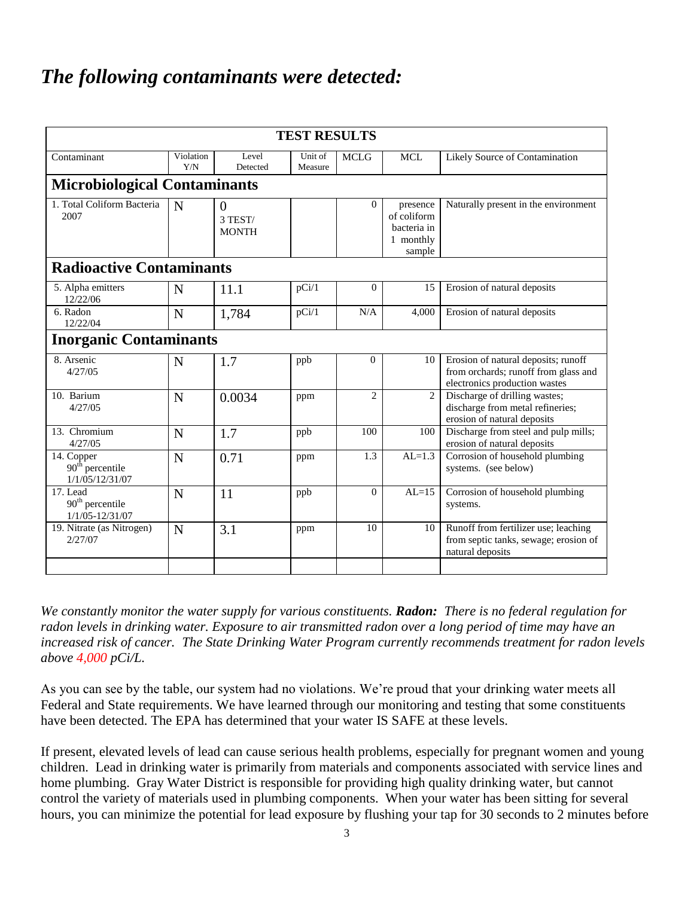# *The following contaminants were detected:*

| TEST RESULTS | | | | | | |
|---|---|---|---|---|---|---|
| Contaminant | Violation Y/N | Level Detected | Unit of Measure | MCLG | MCL | Likely Source of Contamination |
| **Microbiological Contaminants** | | | | | | |
| 1. Total Coliform Bacteria 2007 | N | 0 3 TEST/ MONTH | | 0 | presence of coliform bacteria in 1 monthly sample | Naturally present in the environment |
| **Radioactive Contaminants** | | | | | | |
| 5. Alpha emitters 12/22/06 | N | 11.1 | pCi/1 | 0 | 15 | Erosion of natural deposits |
| 6. Radon 12/22/04 | N | 1,784 | pCi/1 | N/A | 4,000 | Erosion of natural deposits |
| **Inorganic Contaminants** | | | | | | |
| 8. Arsenic 4/27/05 | N | 1.7 | ppb | 0 | 10 | Erosion of natural deposits; runoff from orchards; runoff from glass and electronics production wastes |
| 10. Barium 4/27/05 | N | 0.0034 | ppm | 2 | 2 | Discharge of drilling wastes; discharge from metal refineries; erosion of natural deposits |
| 13. Chromium 4/27/05 | N | 1.7 | ppb | 100 | 100 | Discharge from steel and pulp mills; erosion of natural deposits |
| 14. Copper 90th percentile 1/1/05/12/31/07 | N | 0.71 | ppm | 1.3 | AL=1.3 | Corrosion of household plumbing systems. (see below) |
| 17. Lead 90th percentile 1/1/05-12/31/07 | N | 11 | ppb | 0 | AL=15 | Corrosion of household plumbing systems. |
| 19. Nitrate (as Nitrogen) 2/27/07 | N | 3.1 | ppm | 10 | 10 | Runoff from fertilizer use; leaching from septic tanks, sewage; erosion of natural deposits |
| | | | | | | |

*We constantly monitor the water supply for various constituents.* ***Radon:*** *There is no federal regulation for radon levels in drinking water. Exposure to air transmitted radon over a long period of time may have an increased risk of cancer. The State Drinking Water Program currently recommends treatment for radon levels above 4,000 pCi/L.*

As you can see by the table, our system had no violations. We're proud that your drinking water meets all Federal and State requirements. We have learned through our monitoring and testing that some constituents have been detected. The EPA has determined that your water IS SAFE at these levels.

If present, elevated levels of lead can cause serious health problems, especially for pregnant women and young children. Lead in drinking water is primarily from materials and components associated with service lines and home plumbing. Gray Water District is responsible for providing high quality drinking water, but cannot control the variety of materials used in plumbing components. When your water has been sitting for several hours, you can minimize the potential for lead exposure by flushing your tap for 30 seconds to 2 minutes before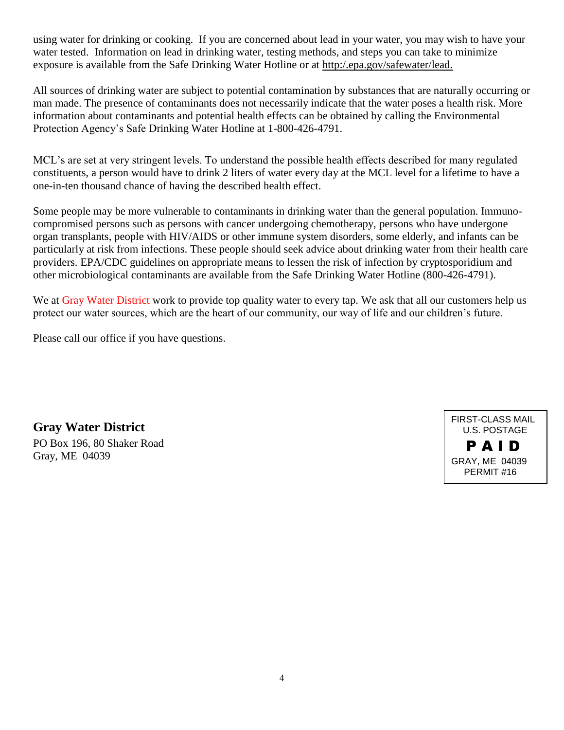using water for drinking or cooking. If you are concerned about lead in your water, you may wish to have your water tested. Information on lead in drinking water, testing methods, and steps you can take to minimize exposure is available from the Safe Drinking Water Hotline or at http:/.epa.gov/safewater/lead.

All sources of drinking water are subject to potential contamination by substances that are naturally occurring or man made. The presence of contaminants does not necessarily indicate that the water poses a health risk. More information about contaminants and potential health effects can be obtained by calling the Environmental Protection Agency's Safe Drinking Water Hotline at 1-800-426-4791.

MCL's are set at very stringent levels. To understand the possible health effects described for many regulated constituents, a person would have to drink 2 liters of water every day at the MCL level for a lifetime to have a one-in-ten thousand chance of having the described health effect.

Some people may be more vulnerable to contaminants in drinking water than the general population. Immuno-compromised persons such as persons with cancer undergoing chemotherapy, persons who have undergone organ transplants, people with HIV/AIDS or other immune system disorders, some elderly, and infants can be particularly at risk from infections. These people should seek advice about drinking water from their health care providers. EPA/CDC guidelines on appropriate means to lessen the risk of infection by cryptosporidium and other microbiological contaminants are available from the Safe Drinking Water Hotline (800-426-4791).

We at Gray Water District work to provide top quality water to every tap. We ask that all our customers help us protect our water sources, which are the heart of our community, our way of life and our children's future.

Please call our office if you have questions.

**Gray Water District**
PO Box 196, 80 Shaker Road
Gray, ME 04039

FIRST-CLASS MAIL
U.S. POSTAGE
**PAID**
GRAY, ME 04039
PERMIT #16